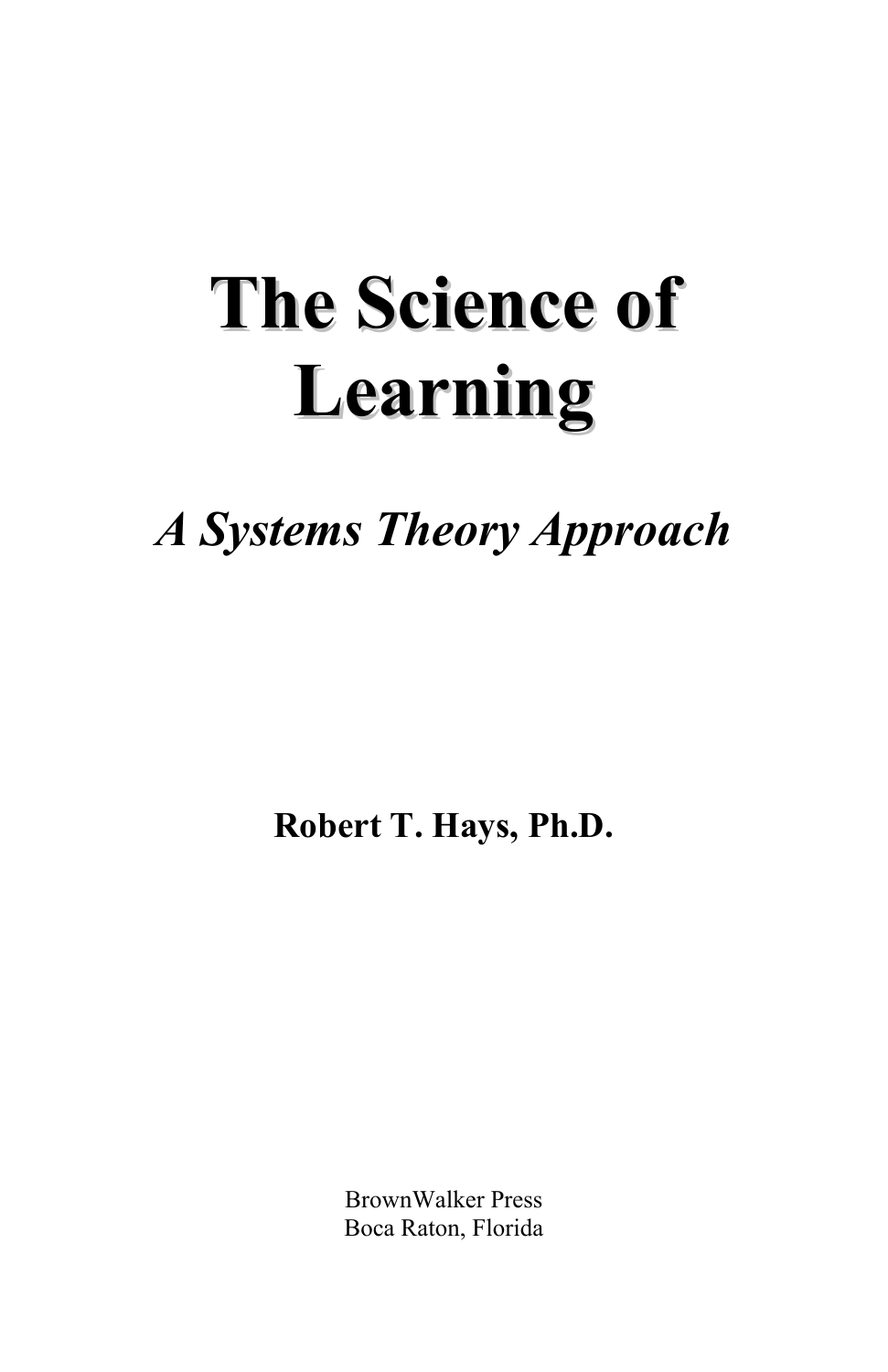# The Science of Learning

## *A Systems Theory Approach*

**Robert T. Hays, Ph.D.**

BrownWalker Press
Boca Raton, Florida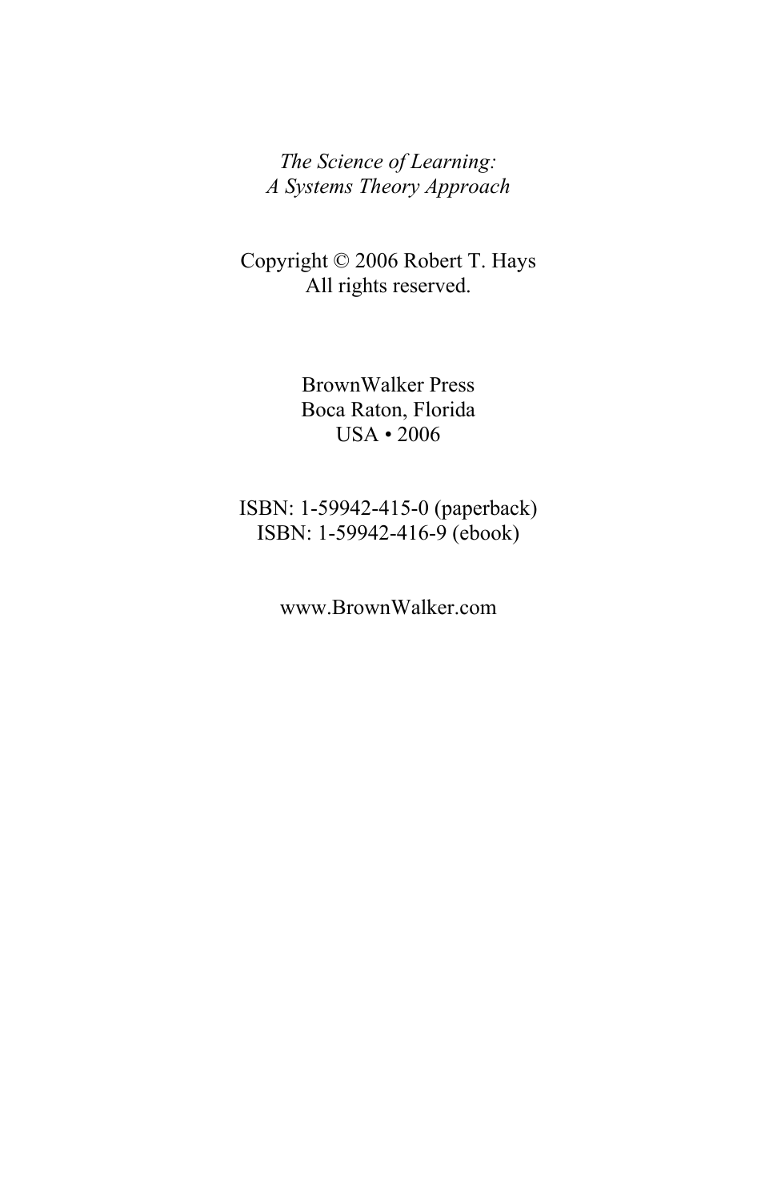*The Science of Learning:*
*A Systems Theory Approach*

Copyright © 2006 Robert T. Hays
All rights reserved.

BrownWalker Press
Boca Raton, Florida
USA • 2006

ISBN: 1-59942-415-0 (paperback)
ISBN: 1-59942-416-9 (ebook)

www.BrownWalker.com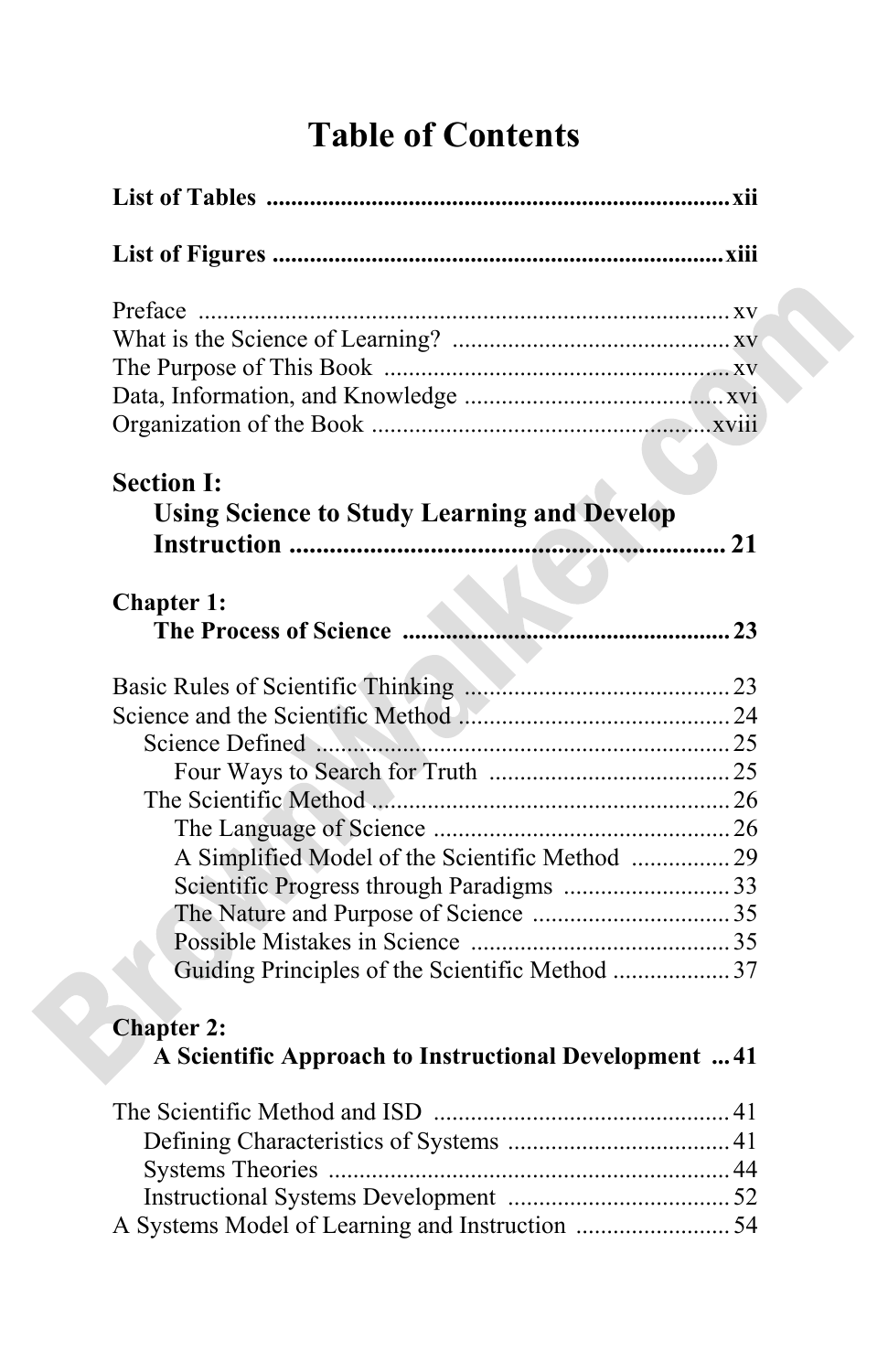# Table of Contents

**List of Tables** .......... **xii**

**List of Figures** .......... **xiii**

Preface .......... xv
What is the Science of Learning? .......... xv
The Purpose of This Book .......... xv
Data, Information, and Knowledge .......... xvi
Organization of the Book .......... xviii

## Section I: Using Science to Study Learning and Develop Instruction .......... 21

### Chapter 1: The Process of Science .......... 23

Basic Rules of Scientific Thinking .......... 23
Science and the Scientific Method .......... 24
- Science Defined .......... 25
  - Four Ways to Search for Truth .......... 25
- The Scientific Method .......... 26
  - The Language of Science .......... 26
  - A Simplified Model of the Scientific Method .......... 29
  - Scientific Progress through Paradigms .......... 33
  - The Nature and Purpose of Science .......... 35
  - Possible Mistakes in Science .......... 35
  - Guiding Principles of the Scientific Method .......... 37

### Chapter 2: A Scientific Approach to Instructional Development .......... 41

The Scientific Method and ISD .......... 41
- Defining Characteristics of Systems .......... 41
- Systems Theories .......... 44
- Instructional Systems Development .......... 52

A Systems Model of Learning and Instruction .......... 54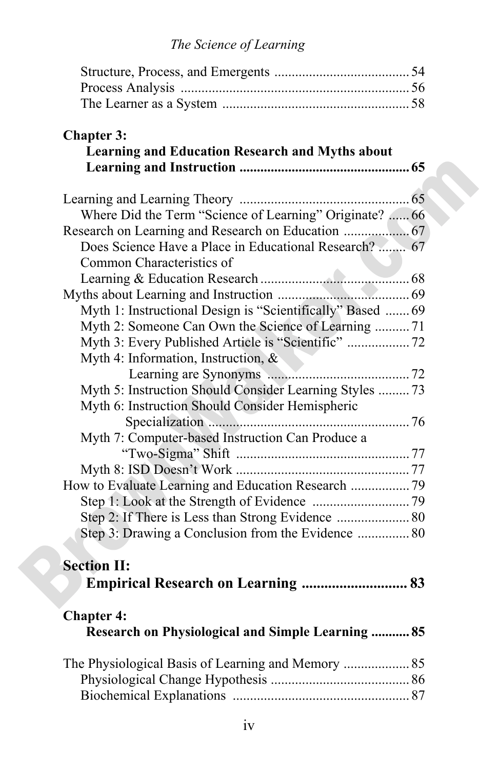Structure, Process, and Emergents ....................................... 54
Process Analysis ................................................................. 56
The Learner as a System ..................................................... 58

**Chapter 3:**
**Learning and Education Research and Myths about Learning and Instruction ................................................ 65**

Learning and Learning Theory ................................................ 65
Where Did the Term "Science of Learning" Originate? ...... 66
Research on Learning and Research on Education ................... 67
Does Science Have a Place in Educational Research? ........ 67
Common Characteristics of Learning & Education Research ........................................... 68
Myths about Learning and Instruction ...................................... 69
Myth 1: Instructional Design is "Scientifically" Based ....... 69
Myth 2: Someone Can Own the Science of Learning .......... 71
Myth 3: Every Published Article is "Scientific" .................. 72
Myth 4: Information, Instruction, & Learning are Synonyms ......................................... 72
Myth 5: Instruction Should Consider Learning Styles ......... 73
Myth 6: Instruction Should Consider Hemispheric Specialization .......................................................... 76
Myth 7: Computer-based Instruction Can Produce a "Two-Sigma" Shift .................................................. 77
Myth 8: ISD Doesn't Work .................................................. 77
How to Evaluate Learning and Education Research ................. 79
Step 1: Look at the Strength of Evidence ............................ 79
Step 2: If There is Less than Strong Evidence ..................... 80
Step 3: Drawing a Conclusion from the Evidence ............... 80

**Section II:**
**Empirical Research on Learning ............................ 83**

**Chapter 4:**
**Research on Physiological and Simple Learning ........... 85**

The Physiological Basis of Learning and Memory ................... 85
Physiological Change Hypothesis ........................................ 86
Biochemical Explanations ................................................... 87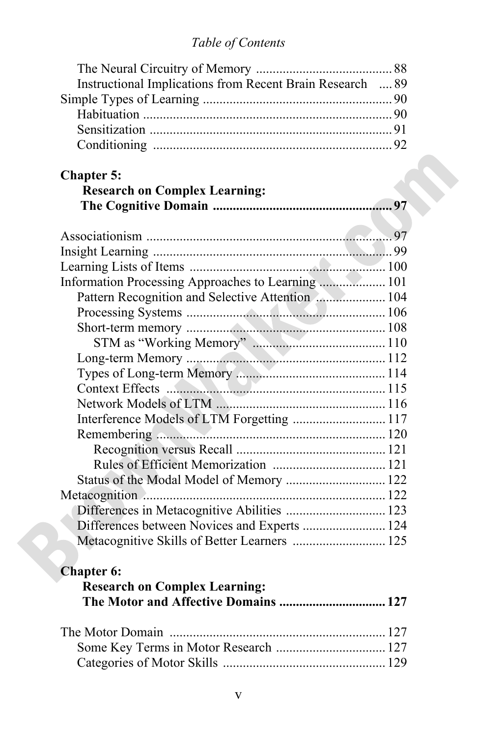The Neural Circuitry of Memory ........................................ 88
Instructional Implications from Recent Brain Research .... 89
Simple Types of Learning ........................................................ 90
Habituation .......................................................................... 90
Sensitization ........................................................................ 91
Conditioning ....................................................................... 92

**Chapter 5:**
**Research on Complex Learning:**
**The Cognitive Domain ..................................................... 97**

Associationism ........................................................................ 97
Insight Learning ...................................................................... 99
Learning Lists of Items .......................................................... 100
Information Processing Approaches to Learning .................... 101
Pattern Recognition and Selective Attention ..................... 104
Processing Systems ........................................................... 106
Short-term memory ............................................................ 108
STM as "Working Memory" ........................................ 110
Long-term Memory ............................................................ 112
Types of Long-term Memory ............................................. 114
Context Effects ................................................................. 115
Network Models of LTM .................................................. 116
Interference Models of LTM Forgetting ............................ 117
Remembering .................................................................... 120
Recognition versus Recall ............................................. 121
Rules of Efficient Memorization .................................. 121
Status of the Modal Model of Memory .............................. 122
Metacognition ........................................................................ 122
Differences in Metacognitive Abilities .............................. 123
Differences between Novices and Experts ......................... 124
Metacognitive Skills of Better Learners ............................ 125

**Chapter 6:**
**Research on Complex Learning:**
**The Motor and Affective Domains ................................ 127**

The Motor Domain ................................................................. 127
Some Key Terms in Motor Research ................................. 127
Categories of Motor Skills ................................................. 129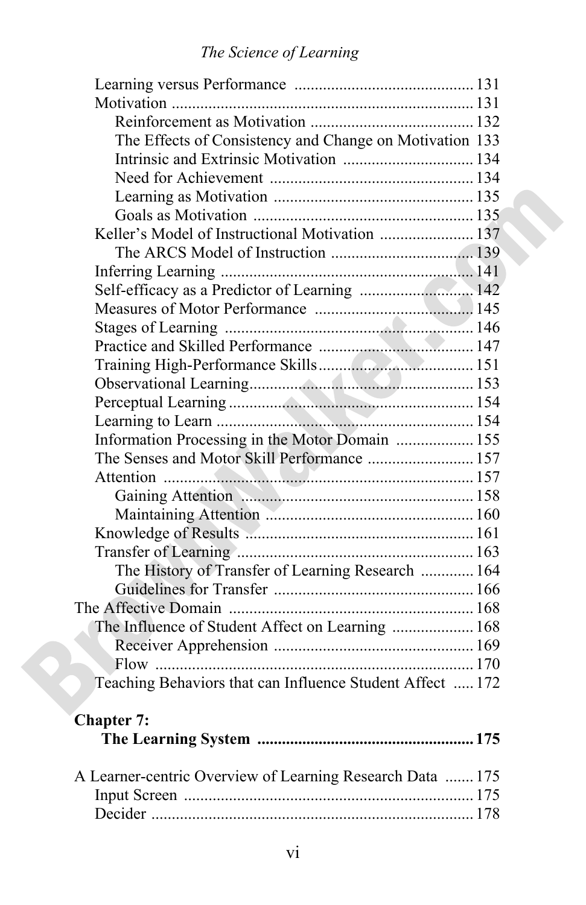Learning versus Performance ... 131
Motivation ... 131
- Reinforcement as Motivation ... 132
- The Effects of Consistency and Change on Motivation 133
- Intrinsic and Extrinsic Motivation ... 134
- Need for Achievement ... 134
- Learning as Motivation ... 135
- Goals as Motivation ... 135

Keller's Model of Instructional Motivation ... 137
- The ARCS Model of Instruction ... 139

Inferring Learning ... 141
Self-efficacy as a Predictor of Learning ... 142
Measures of Motor Performance ... 145
Stages of Learning ... 146
Practice and Skilled Performance ... 147
Training High-Performance Skills ... 151
Observational Learning ... 153
Perceptual Learning ... 154
Learning to Learn ... 154
Information Processing in the Motor Domain ... 155
The Senses and Motor Skill Performance ... 157
Attention ... 157
- Gaining Attention ... 158
- Maintaining Attention ... 160

Knowledge of Results ... 161
Transfer of Learning ... 163
- The History of Transfer of Learning Research ... 164
- Guidelines for Transfer ... 166

The Affective Domain ... 168
- The Influence of Student Affect on Learning ... 168
  - Receiver Apprehension ... 169
  - Flow ... 170
- Teaching Behaviors that can Influence Student Affect ... 172

**Chapter 7:**
**The Learning System ... 175**

A Learner-centric Overview of Learning Research Data ... 175
- Input Screen ... 175
- Decider ... 178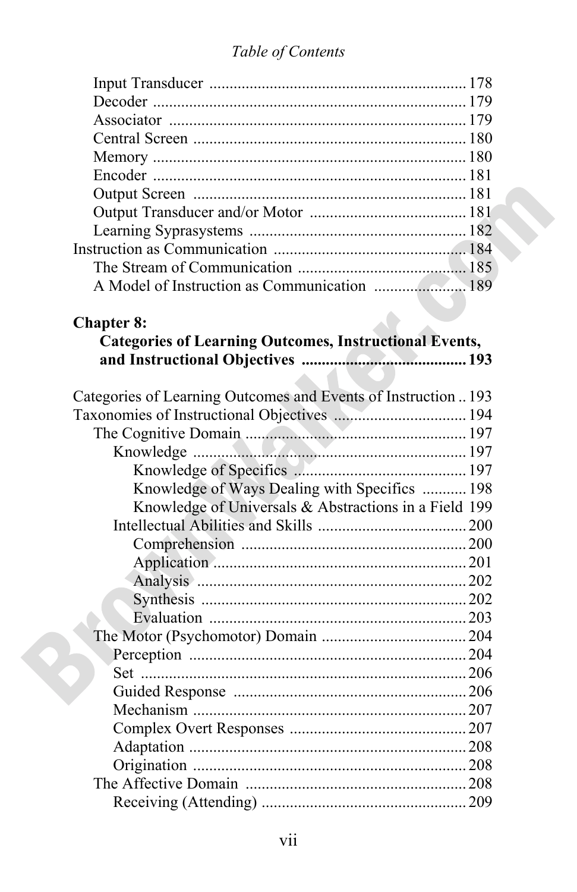Input Transducer ... 178
Decoder ... 179
Associator ... 179
Central Screen ... 180
Memory ... 180
Encoder ... 181
Output Screen ... 181
Output Transducer and/or Motor ... 181
Learning Syprasystems ... 182
Instruction as Communication ... 184
The Stream of Communication ... 185
A Model of Instruction as Communication ... 189

**Chapter 8:**
**Categories of Learning Outcomes, Instructional Events, and Instructional Objectives ... 193**

Categories of Learning Outcomes and Events of Instruction ... 193
Taxonomies of Instructional Objectives ... 194
The Cognitive Domain ... 197
Knowledge ... 197
Knowledge of Specifics ... 197
Knowledge of Ways Dealing with Specifics ... 198
Knowledge of Universals & Abstractions in a Field 199
Intellectual Abilities and Skills ... 200
Comprehension ... 200
Application ... 201
Analysis ... 202
Synthesis ... 202
Evaluation ... 203
The Motor (Psychomotor) Domain ... 204
Perception ... 204
Set ... 206
Guided Response ... 206
Mechanism ... 207
Complex Overt Responses ... 207
Adaptation ... 208
Origination ... 208
The Affective Domain ... 208
Receiving (Attending) ... 209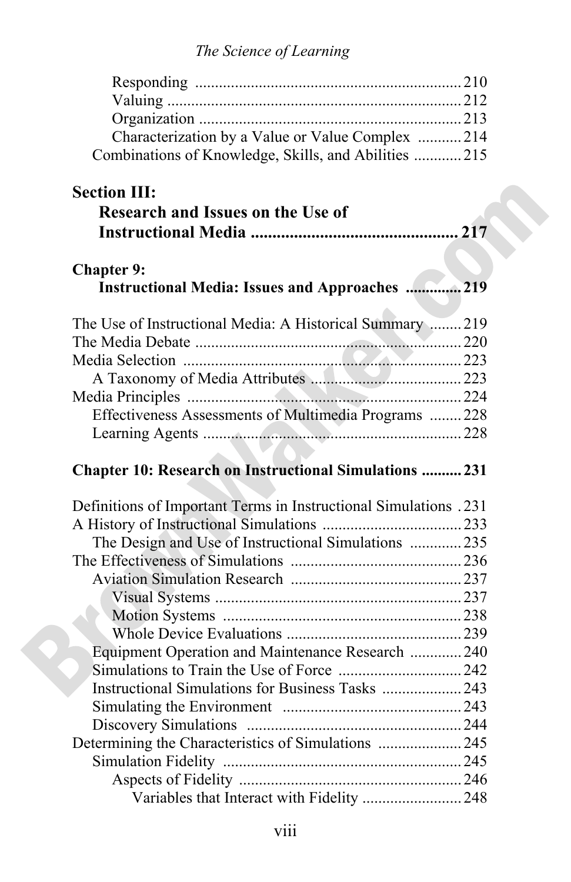Responding ..... 210
Valuing ..... 212
Organization ..... 213
Characterization by a Value or Value Complex ..... 214
Combinations of Knowledge, Skills, and Abilities ..... 215

**Section III: Research and Issues on the Use of Instructional Media ..... 217**

**Chapter 9: Instructional Media: Issues and Approaches ..... 219**

The Use of Instructional Media: A Historical Summary ..... 219
The Media Debate ..... 220
Media Selection ..... 223
A Taxonomy of Media Attributes ..... 223
Media Principles ..... 224
Effectiveness Assessments of Multimedia Programs ..... 228
Learning Agents ..... 228

**Chapter 10: Research on Instructional Simulations ..... 231**

Definitions of Important Terms in Instructional Simulations ..... 231
A History of Instructional Simulations ..... 233
The Design and Use of Instructional Simulations ..... 235
The Effectiveness of Simulations ..... 236
Aviation Simulation Research ..... 237
Visual Systems ..... 237
Motion Systems ..... 238
Whole Device Evaluations ..... 239
Equipment Operation and Maintenance Research ..... 240
Simulations to Train the Use of Force ..... 242
Instructional Simulations for Business Tasks ..... 243
Simulating the Environment ..... 243
Discovery Simulations ..... 244
Determining the Characteristics of Simulations ..... 245
Simulation Fidelity ..... 245
Aspects of Fidelity ..... 246
Variables that Interact with Fidelity ..... 248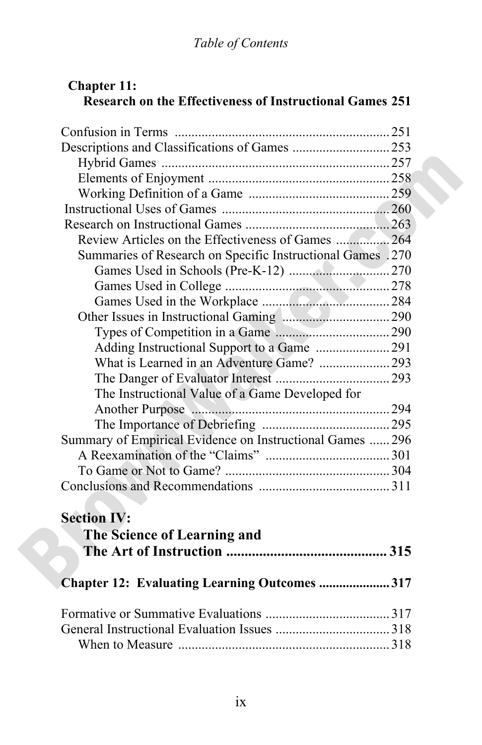## Chapter 11: Research on the Effectiveness of Instructional Games 251

Confusion in Terms ............................................................... 251
Descriptions and Classifications of Games ............................. 253
  Hybrid Games ................................................................... 257
  Elements of Enjoyment ...................................................... 258
  Working Definition of a Game ........................................... 259
Instructional Uses of Games .................................................. 260
Research on Instructional Games ........................................... 263
  Review Articles on the Effectiveness of Games ................ 264
  Summaries of Research on Specific Instructional Games . 270
    Games Used in Schools (Pre-K-12) .............................. 270
    Games Used in College ................................................. 278
    Games Used in the Workplace ...................................... 284
  Other Issues in Instructional Gaming ................................ 290
    Types of Competition in a Game .................................. 290
    Adding Instructional Support to a Game ...................... 291
    What is Learned in an Adventure Game? ..................... 293
    The Danger of Evaluator Interest .................................. 293
    The Instructional Value of a Game Developed for Another Purpose ............................................................ 294
    The Importance of Debriefing ...................................... 295
Summary of Empirical Evidence on Instructional Games ...... 296
  A Reexamination of the "Claims" ..................................... 301
  To Game or Not to Game? ................................................. 304
Conclusions and Recommendations ....................................... 311

# Section IV: The Science of Learning and The Art of Instruction ............................................ 315

## Chapter 12: Evaluating Learning Outcomes ..................... 317

Formative or Summative Evaluations ..................................... 317
General Instructional Evaluation Issues .................................. 318
  When to Measure ............................................................... 318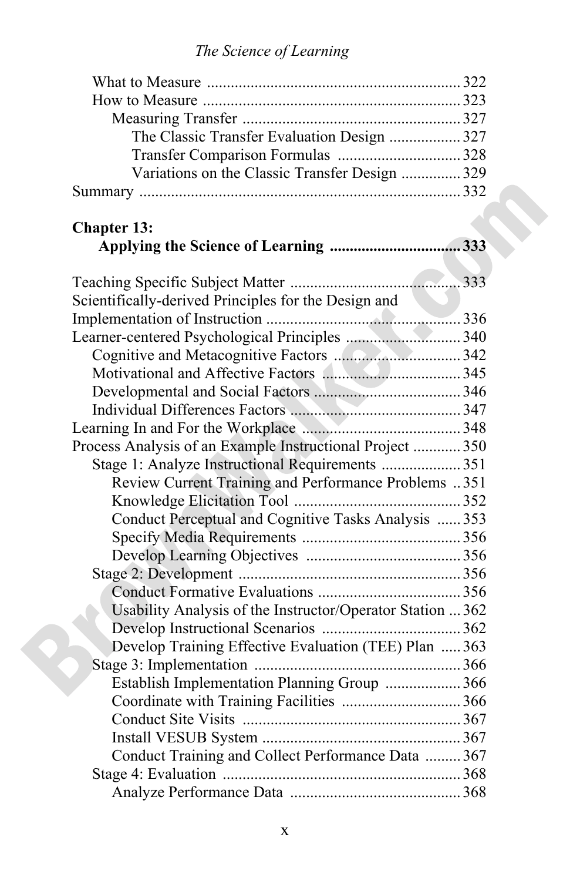What to Measure ............................................................... 322
How to Measure ................................................................ 323
Measuring Transfer ...................................................... 327
The Classic Transfer Evaluation Design ................. 327
Transfer Comparison Formulas .............................. 328
Variations on the Classic Transfer Design .............. 329
Summary ............................................................................... 332

**Chapter 13:**
**Applying the Science of Learning ................................ 333**

Teaching Specific Subject Matter .......................................... 333
Scientifically-derived Principles for the Design and Implementation of Instruction ................................................ 336
Learner-centered Psychological Principles ............................ 340
Cognitive and Metacognitive Factors ................................ 342
Motivational and Affective Factors ................................... 345
Developmental and Social Factors ..................................... 346
Individual Differences Factors ........................................... 347
Learning In and For the Workplace ........................................ 348
Process Analysis of an Example Instructional Project ............ 350
Stage 1: Analyze Instructional Requirements .................... 351
Review Current Training and Performance Problems .. 351
Knowledge Elicitation Tool .......................................... 352
Conduct Perceptual and Cognitive Tasks Analysis ...... 353
Specify Media Requirements ........................................ 356
Develop Learning Objectives ....................................... 356
Stage 2: Development ........................................................ 356
Conduct Formative Evaluations .................................... 356
Usability Analysis of the Instructor/Operator Station ... 362
Develop Instructional Scenarios ................................... 362
Develop Training Effective Evaluation (TEE) Plan ..... 363
Stage 3: Implementation .................................................... 366
Establish Implementation Planning Group ................... 366
Coordinate with Training Facilities .............................. 366
Conduct Site Visits ....................................................... 367
Install VESUB System .................................................. 367
Conduct Training and Collect Performance Data ......... 367
Stage 4: Evaluation ............................................................ 368
Analyze Performance Data ........................................... 368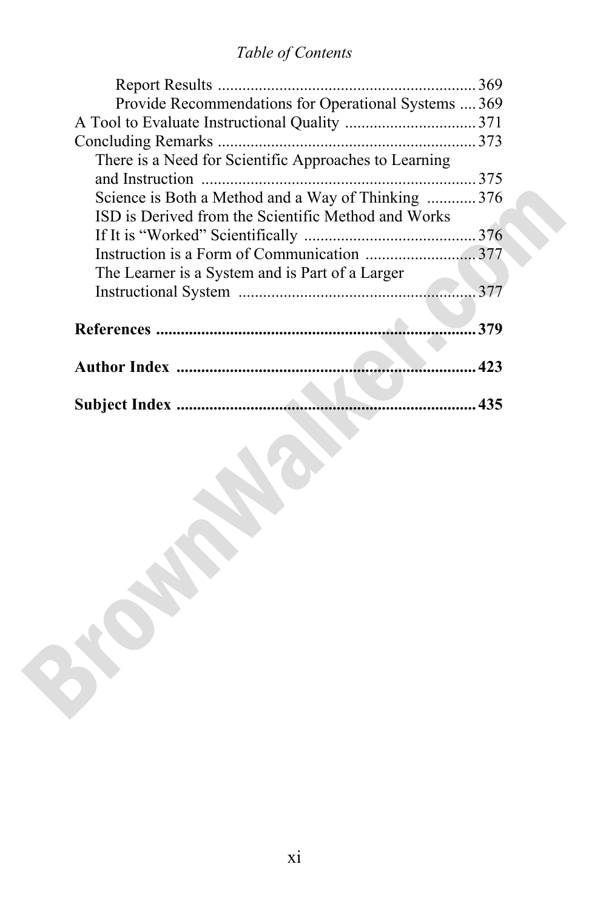Report Results .............................................................. 369
Provide Recommendations for Operational Systems .... 369
A Tool to Evaluate Instructional Quality ................................ 371
Concluding Remarks .............................................................. 373
There is a Need for Scientific Approaches to Learning and Instruction .................................................................. 375
Science is Both a Method and a Way of Thinking ............ 376
ISD is Derived from the Scientific Method and Works If It is "Worked" Scientifically .......................................... 376
Instruction is a Form of Communication ........................... 377
The Learner is a System and is Part of a Larger Instructional System .......................................................... 377

**References ............................................................................. 379**

**Author Index ........................................................................ 423**

**Subject Index ........................................................................ 435**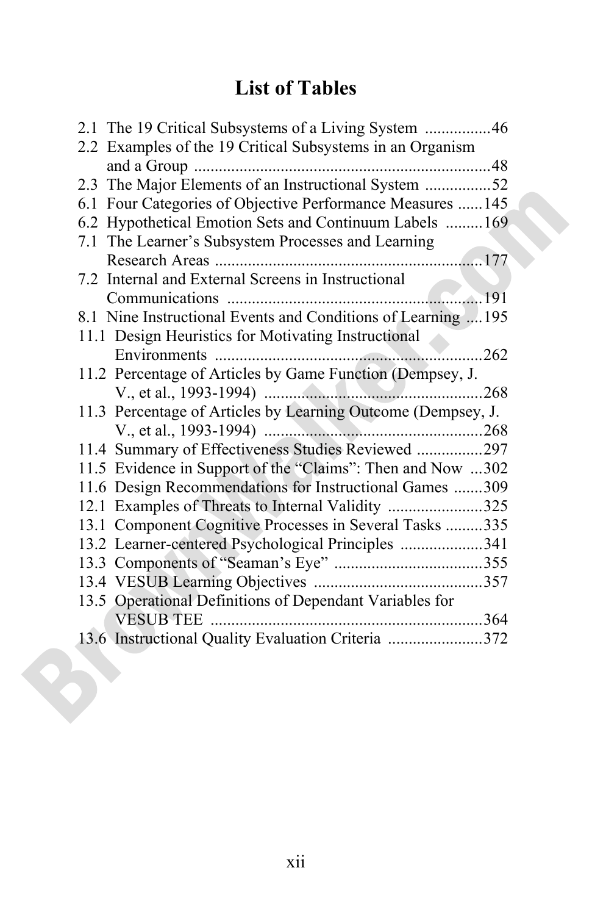# List of Tables

2.1 The 19 Critical Subsystems of a Living System ................46
2.2 Examples of the 19 Critical Subsystems in an Organism and a Group .......................................................................48
2.3 The Major Elements of an Instructional System ................52
6.1 Four Categories of Objective Performance Measures ......145
6.2 Hypothetical Emotion Sets and Continuum Labels .........169
7.1 The Learner's Subsystem Processes and Learning Research Areas ................................................................177
7.2 Internal and External Screens in Instructional Communications .............................................................191
8.1 Nine Instructional Events and Conditions of Learning ....195
11.1 Design Heuristics for Motivating Instructional Environments ................................................................262
11.2 Percentage of Articles by Game Function (Dempsey, J. V., et al., 1993-1994) .....................................................268
11.3 Percentage of Articles by Learning Outcome (Dempsey, J. V., et al., 1993-1994) .....................................................268
11.4 Summary of Effectiveness Studies Reviewed ................297
11.5 Evidence in Support of the "Claims": Then and Now ...302
11.6 Design Recommendations for Instructional Games .......309
12.1 Examples of Threats to Internal Validity .......................325
13.1 Component Cognitive Processes in Several Tasks .........335
13.2 Learner-centered Psychological Principles ....................341
13.3 Components of "Seaman's Eye" ....................................355
13.4 VESUB Learning Objectives .........................................357
13.5 Operational Definitions of Dependant Variables for VESUB TEE ..................................................................364
13.6 Instructional Quality Evaluation Criteria .......................372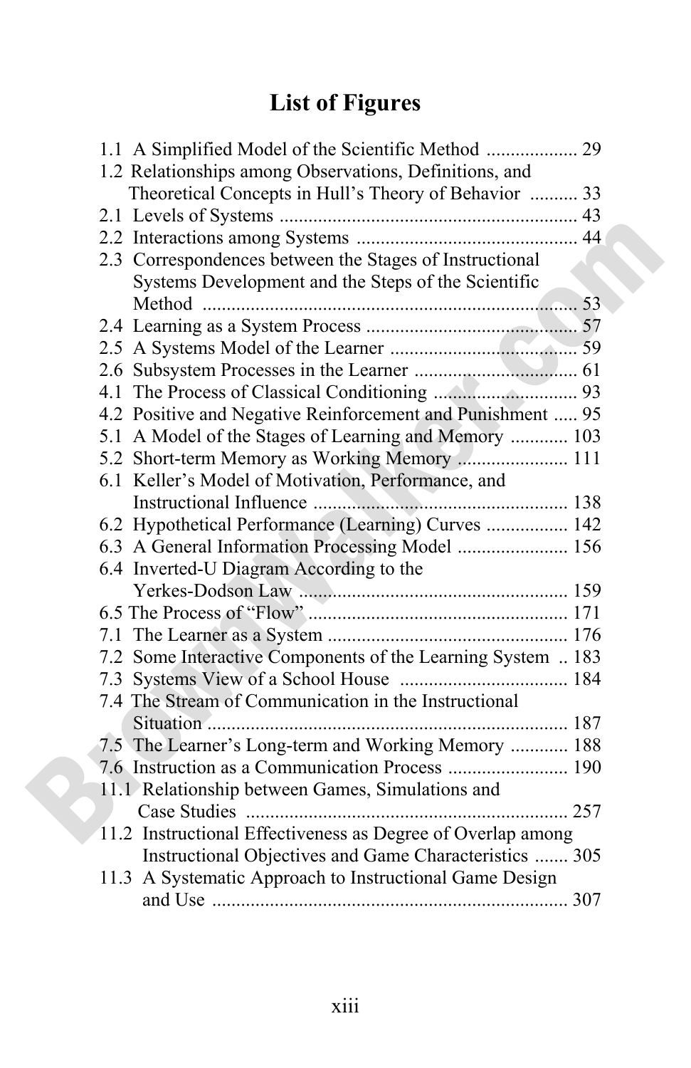# List of Figures

1.1 A Simplified Model of the Scientific Method .................. 29
1.2 Relationships among Observations, Definitions, and Theoretical Concepts in Hull's Theory of Behavior .......... 33
2.1 Levels of Systems ............................................................ 43
2.2 Interactions among Systems ............................................ 44
2.3 Correspondences between the Stages of Instructional Systems Development and the Steps of the Scientific Method ............................................................................ 53
2.4 Learning as a System Process ........................................... 57
2.5 A Systems Model of the Learner ....................................... 59
2.6 Subsystem Processes in the Learner .................................. 61
4.1 The Process of Classical Conditioning ............................. 93
4.2 Positive and Negative Reinforcement and Punishment ..... 95
5.1 A Model of the Stages of Learning and Memory ............ 103
5.2 Short-term Memory as Working Memory ....................... 111
6.1 Keller's Model of Motivation, Performance, and Instructional Influence ..................................................... 138
6.2 Hypothetical Performance (Learning) Curves ................. 142
6.3 A General Information Processing Model ....................... 156
6.4 Inverted-U Diagram According to the Yerkes-Dodson Law ........................................................ 159
6.5 The Process of "Flow" ...................................................... 171
7.1 The Learner as a System .................................................. 176
7.2 Some Interactive Components of the Learning System .. 183
7.3 Systems View of a School House ................................... 184
7.4 The Stream of Communication in the Instructional Situation ........................................................................... 187
7.5 The Learner's Long-term and Working Memory ............ 188
7.6 Instruction as a Communication Process ......................... 190
11.1 Relationship between Games, Simulations and Case Studies .................................................................. 257
11.2 Instructional Effectiveness as Degree of Overlap among Instructional Objectives and Game Characteristics ....... 305
11.3 A Systematic Approach to Instructional Game Design and Use ......................................................................... 307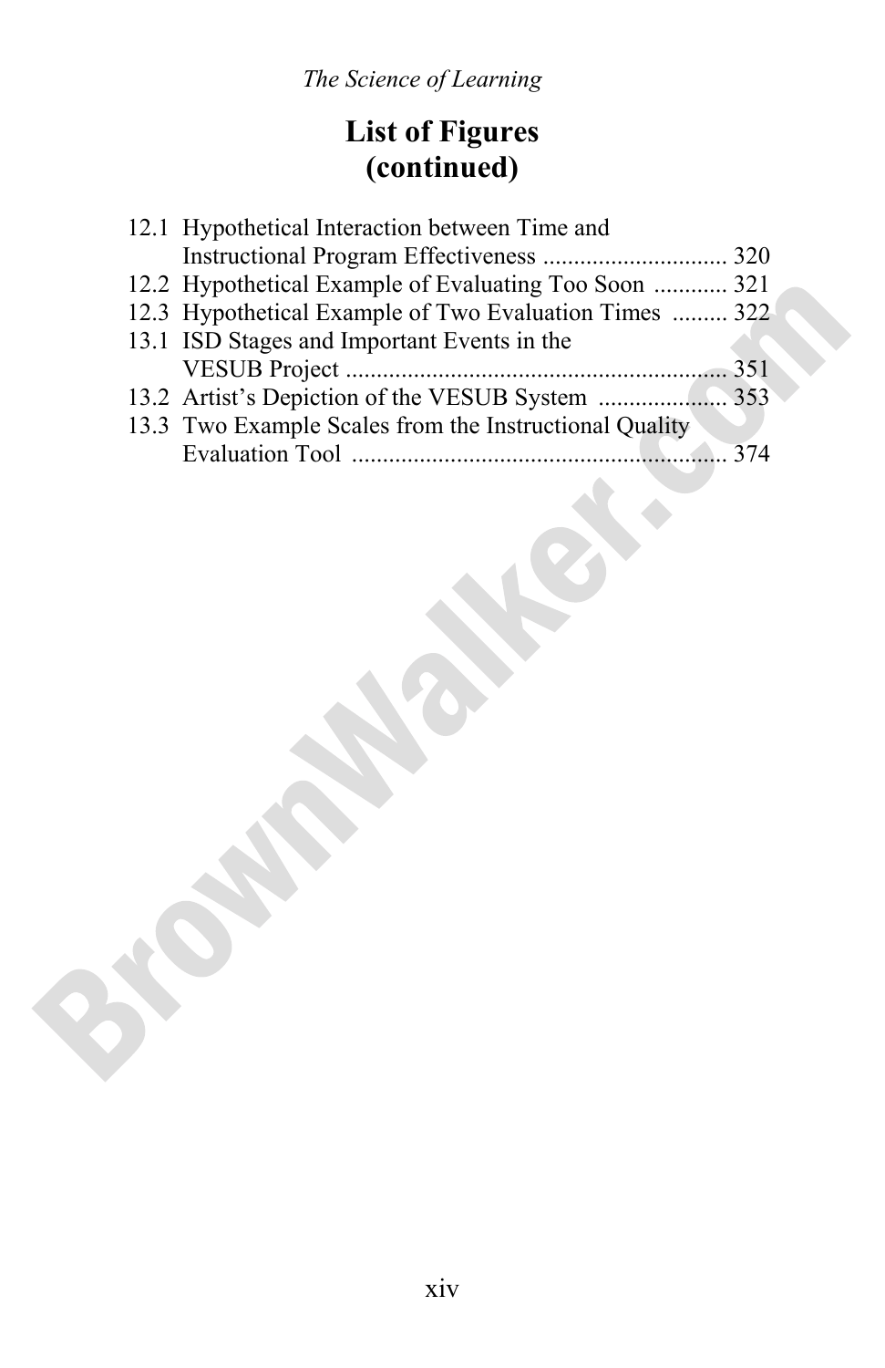# List of Figures (continued)

12.1 Hypothetical Interaction between Time and Instructional Program Effectiveness .............................. 320
12.2 Hypothetical Example of Evaluating Too Soon ............ 321
12.3 Hypothetical Example of Two Evaluation Times ......... 322
13.1 ISD Stages and Important Events in the VESUB Project ............................................................. 351
13.2 Artist's Depiction of the VESUB System ..................... 353
13.3 Two Example Scales from the Instructional Quality Evaluation Tool ............................................................. 374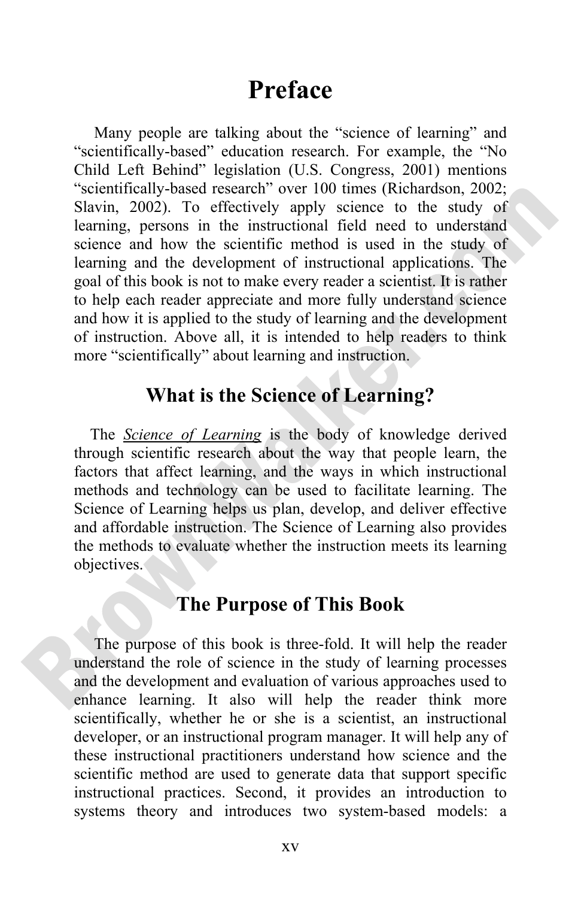# Preface

Many people are talking about the "science of learning" and "scientifically-based" education research. For example, the "No Child Left Behind" legislation (U.S. Congress, 2001) mentions "scientifically-based research" over 100 times (Richardson, 2002; Slavin, 2002). To effectively apply science to the study of learning, persons in the instructional field need to understand science and how the scientific method is used in the study of learning and the development of instructional applications. The goal of this book is not to make every reader a scientist. It is rather to help each reader appreciate and more fully understand science and how it is applied to the study of learning and the development of instruction. Above all, it is intended to help readers to think more "scientifically" about learning and instruction.

## What is the Science of Learning?

The *Science of Learning* is the body of knowledge derived through scientific research about the way that people learn, the factors that affect learning, and the ways in which instructional methods and technology can be used to facilitate learning. The Science of Learning helps us plan, develop, and deliver effective and affordable instruction. The Science of Learning also provides the methods to evaluate whether the instruction meets its learning objectives.

## The Purpose of This Book

The purpose of this book is three-fold. It will help the reader understand the role of science in the study of learning processes and the development and evaluation of various approaches used to enhance learning. It also will help the reader think more scientifically, whether he or she is a scientist, an instructional developer, or an instructional program manager. It will help any of these instructional practitioners understand how science and the scientific method are used to generate data that support specific instructional practices. Second, it provides an introduction to systems theory and introduces two system-based models: a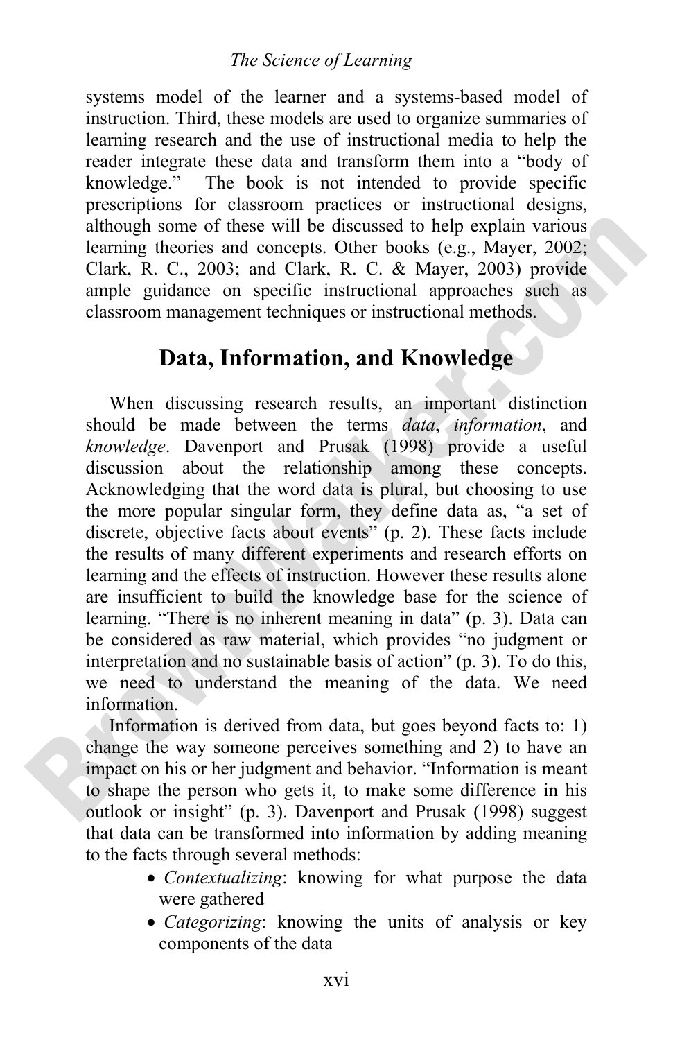systems model of the learner and a systems-based model of instruction. Third, these models are used to organize summaries of learning research and the use of instructional media to help the reader integrate these data and transform them into a "body of knowledge." The book is not intended to provide specific prescriptions for classroom practices or instructional designs, although some of these will be discussed to help explain various learning theories and concepts. Other books (e.g., Mayer, 2002; Clark, R. C., 2003; and Clark, R. C. & Mayer, 2003) provide ample guidance on specific instructional approaches such as classroom management techniques or instructional methods.

## Data, Information, and Knowledge

When discussing research results, an important distinction should be made between the terms *data*, *information*, and *knowledge*. Davenport and Prusak (1998) provide a useful discussion about the relationship among these concepts. Acknowledging that the word data is plural, but choosing to use the more popular singular form, they define data as, "a set of discrete, objective facts about events" (p. 2). These facts include the results of many different experiments and research efforts on learning and the effects of instruction. However these results alone are insufficient to build the knowledge base for the science of learning. "There is no inherent meaning in data" (p. 3). Data can be considered as raw material, which provides "no judgment or interpretation and no sustainable basis of action" (p. 3). To do this, we need to understand the meaning of the data. We need information.

Information is derived from data, but goes beyond facts to: 1) change the way someone perceives something and 2) to have an impact on his or her judgment and behavior. "Information is meant to shape the person who gets it, to make some difference in his outlook or insight" (p. 3). Davenport and Prusak (1998) suggest that data can be transformed into information by adding meaning to the facts through several methods:

- *Contextualizing*: knowing for what purpose the data were gathered
- *Categorizing*: knowing the units of analysis or key components of the data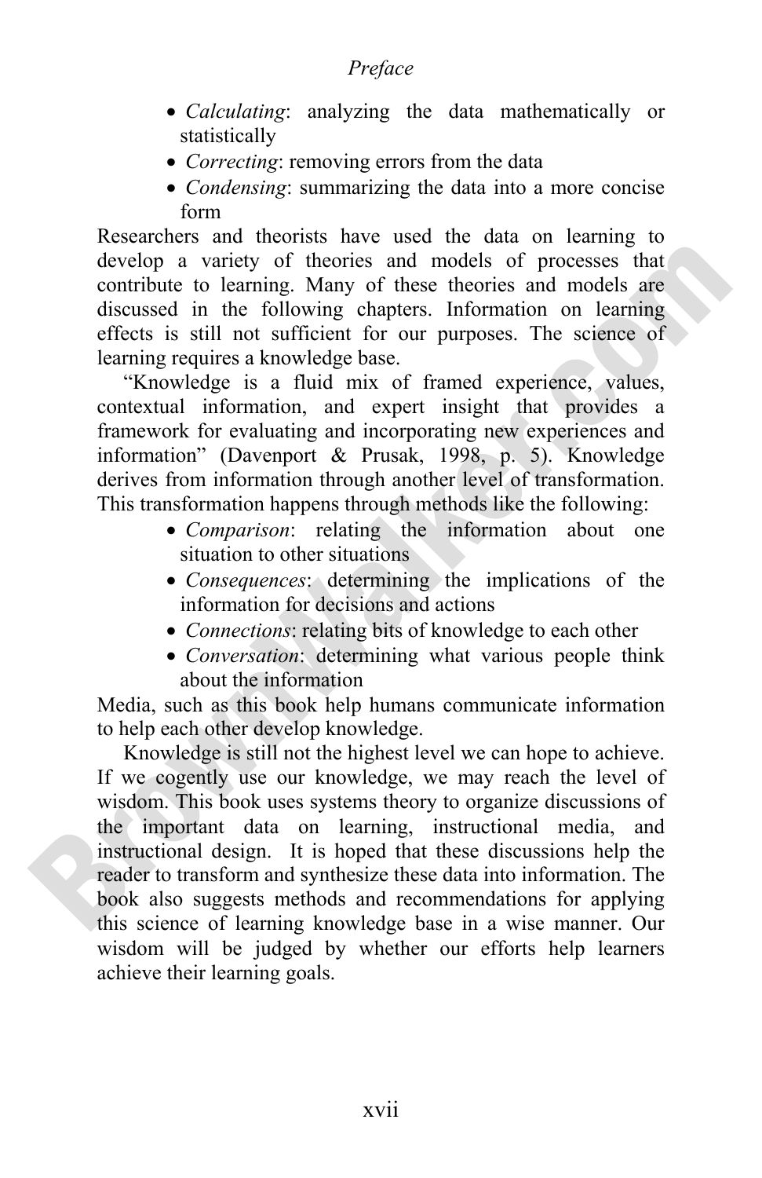- *Calculating*: analyzing the data mathematically or statistically
- *Correcting*: removing errors from the data
- *Condensing*: summarizing the data into a more concise form

Researchers and theorists have used the data on learning to develop a variety of theories and models of processes that contribute to learning. Many of these theories and models are discussed in the following chapters. Information on learning effects is still not sufficient for our purposes. The science of learning requires a knowledge base.

"Knowledge is a fluid mix of framed experience, values, contextual information, and expert insight that provides a framework for evaluating and incorporating new experiences and information" (Davenport & Prusak, 1998, p. 5). Knowledge derives from information through another level of transformation. This transformation happens through methods like the following:

- *Comparison*: relating the information about one situation to other situations
- *Consequences*: determining the implications of the information for decisions and actions
- *Connections*: relating bits of knowledge to each other
- *Conversation*: determining what various people think about the information

Media, such as this book help humans communicate information to help each other develop knowledge.

Knowledge is still not the highest level we can hope to achieve. If we cogently use our knowledge, we may reach the level of wisdom. This book uses systems theory to organize discussions of the important data on learning, instructional media, and instructional design. It is hoped that these discussions help the reader to transform and synthesize these data into information. The book also suggests methods and recommendations for applying this science of learning knowledge base in a wise manner. Our wisdom will be judged by whether our efforts help learners achieve their learning goals.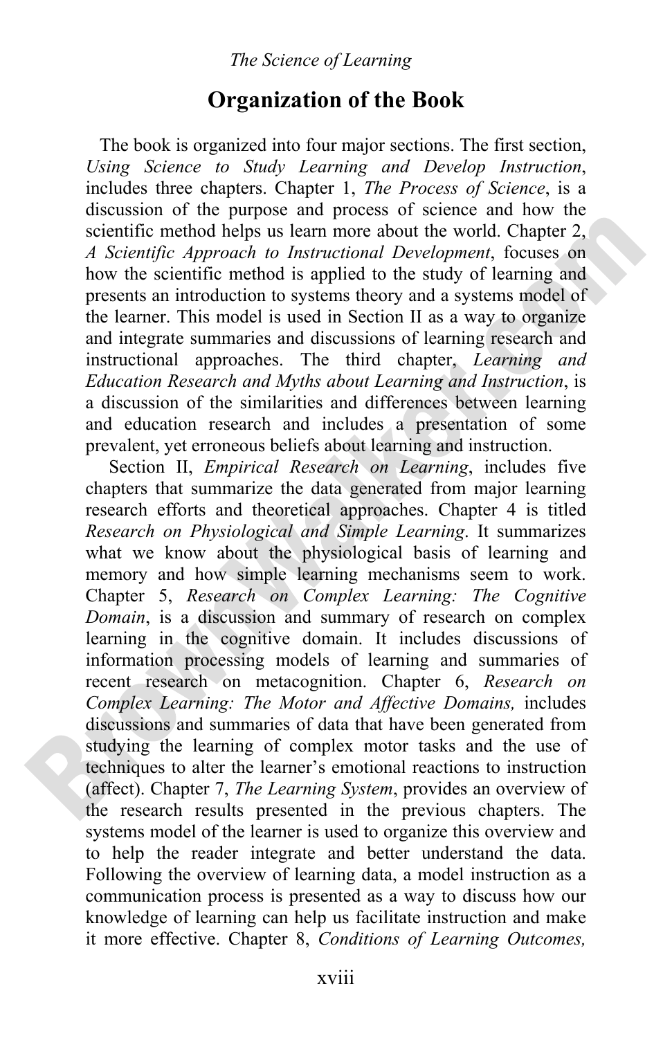## Organization of the Book

The book is organized into four major sections. The first section, *Using Science to Study Learning and Develop Instruction*, includes three chapters. Chapter 1, *The Process of Science*, is a discussion of the purpose and process of science and how the scientific method helps us learn more about the world. Chapter 2, *A Scientific Approach to Instructional Development*, focuses on how the scientific method is applied to the study of learning and presents an introduction to systems theory and a systems model of the learner. This model is used in Section II as a way to organize and integrate summaries and discussions of learning research and instructional approaches. The third chapter, *Learning and Education Research and Myths about Learning and Instruction*, is a discussion of the similarities and differences between learning and education research and includes a presentation of some prevalent, yet erroneous beliefs about learning and instruction.

Section II, *Empirical Research on Learning*, includes five chapters that summarize the data generated from major learning research efforts and theoretical approaches. Chapter 4 is titled *Research on Physiological and Simple Learning*. It summarizes what we know about the physiological basis of learning and memory and how simple learning mechanisms seem to work. Chapter 5, *Research on Complex Learning: The Cognitive Domain*, is a discussion and summary of research on complex learning in the cognitive domain. It includes discussions of information processing models of learning and summaries of recent research on metacognition. Chapter 6, *Research on Complex Learning: The Motor and Affective Domains,* includes discussions and summaries of data that have been generated from studying the learning of complex motor tasks and the use of techniques to alter the learner's emotional reactions to instruction (affect). Chapter 7, *The Learning System*, provides an overview of the research results presented in the previous chapters. The systems model of the learner is used to organize this overview and to help the reader integrate and better understand the data. Following the overview of learning data, a model instruction as a communication process is presented as a way to discuss how our knowledge of learning can help us facilitate instruction and make it more effective. Chapter 8, *Conditions of Learning Outcomes,*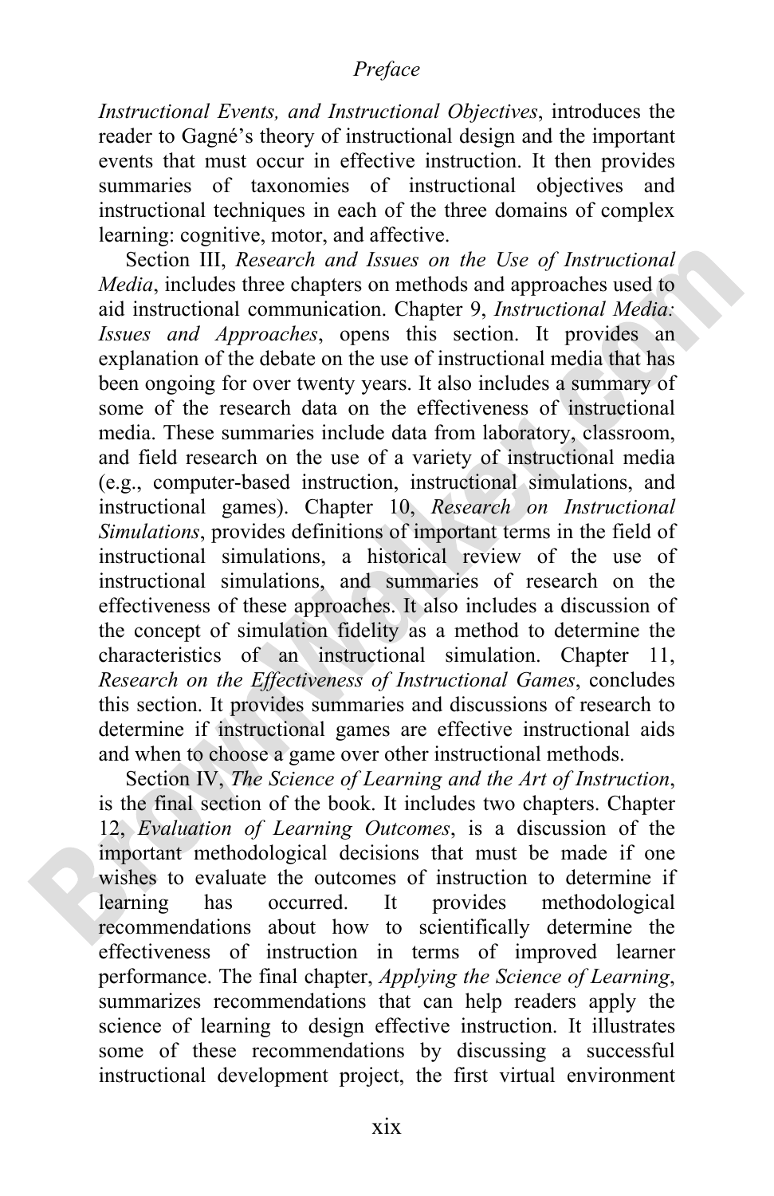*Instructional Events, and Instructional Objectives*, introduces the reader to Gagné's theory of instructional design and the important events that must occur in effective instruction. It then provides summaries of taxonomies of instructional objectives and instructional techniques in each of the three domains of complex learning: cognitive, motor, and affective.

Section III, *Research and Issues on the Use of Instructional Media*, includes three chapters on methods and approaches used to aid instructional communication. Chapter 9, *Instructional Media: Issues and Approaches*, opens this section. It provides an explanation of the debate on the use of instructional media that has been ongoing for over twenty years. It also includes a summary of some of the research data on the effectiveness of instructional media. These summaries include data from laboratory, classroom, and field research on the use of a variety of instructional media (e.g., computer-based instruction, instructional simulations, and instructional games). Chapter 10, *Research on Instructional Simulations*, provides definitions of important terms in the field of instructional simulations, a historical review of the use of instructional simulations, and summaries of research on the effectiveness of these approaches. It also includes a discussion of the concept of simulation fidelity as a method to determine the characteristics of an instructional simulation. Chapter 11, *Research on the Effectiveness of Instructional Games*, concludes this section. It provides summaries and discussions of research to determine if instructional games are effective instructional aids and when to choose a game over other instructional methods.

Section IV, *The Science of Learning and the Art of Instruction*, is the final section of the book. It includes two chapters. Chapter 12, *Evaluation of Learning Outcomes*, is a discussion of the important methodological decisions that must be made if one wishes to evaluate the outcomes of instruction to determine if learning has occurred. It provides methodological recommendations about how to scientifically determine the effectiveness of instruction in terms of improved learner performance. The final chapter, *Applying the Science of Learning*, summarizes recommendations that can help readers apply the science of learning to design effective instruction. It illustrates some of these recommendations by discussing a successful instructional development project, the first virtual environment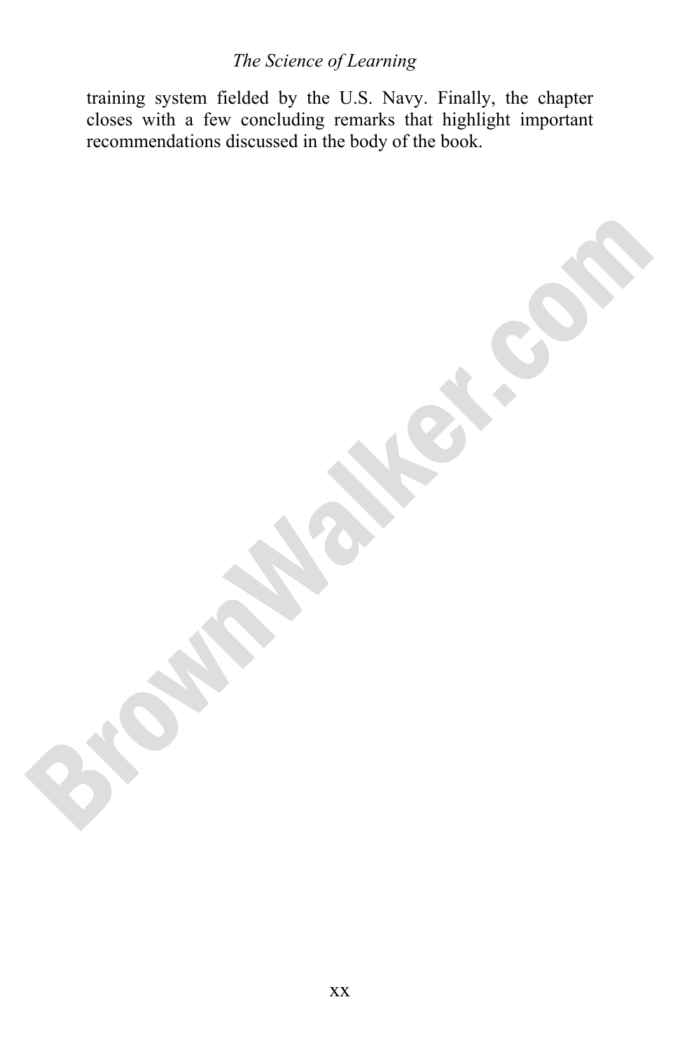training system fielded by the U.S. Navy. Finally, the chapter closes with a few concluding remarks that highlight important recommendations discussed in the body of the book.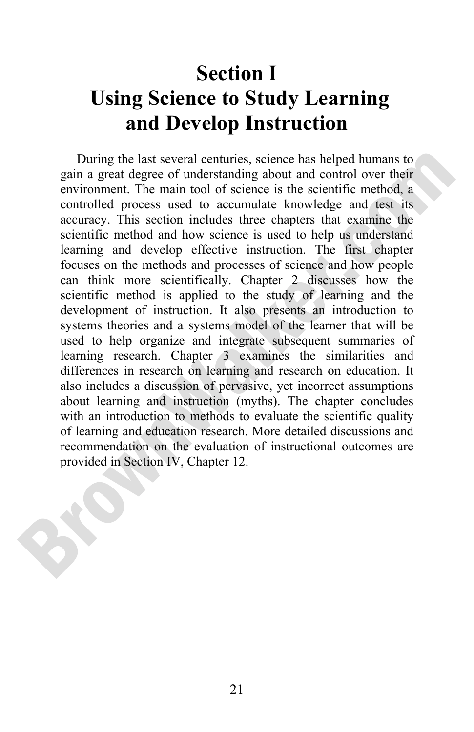# Section I
# Using Science to Study Learning and Develop Instruction

During the last several centuries, science has helped humans to gain a great degree of understanding about and control over their environment. The main tool of science is the scientific method, a controlled process used to accumulate knowledge and test its accuracy. This section includes three chapters that examine the scientific method and how science is used to help us understand learning and develop effective instruction. The first chapter focuses on the methods and processes of science and how people can think more scientifically. Chapter 2 discusses how the scientific method is applied to the study of learning and the development of instruction. It also presents an introduction to systems theories and a systems model of the learner that will be used to help organize and integrate subsequent summaries of learning research. Chapter 3 examines the similarities and differences in research on learning and research on education. It also includes a discussion of pervasive, yet incorrect assumptions about learning and instruction (myths). The chapter concludes with an introduction to methods to evaluate the scientific quality of learning and education research. More detailed discussions and recommendation on the evaluation of instructional outcomes are provided in Section IV, Chapter 12.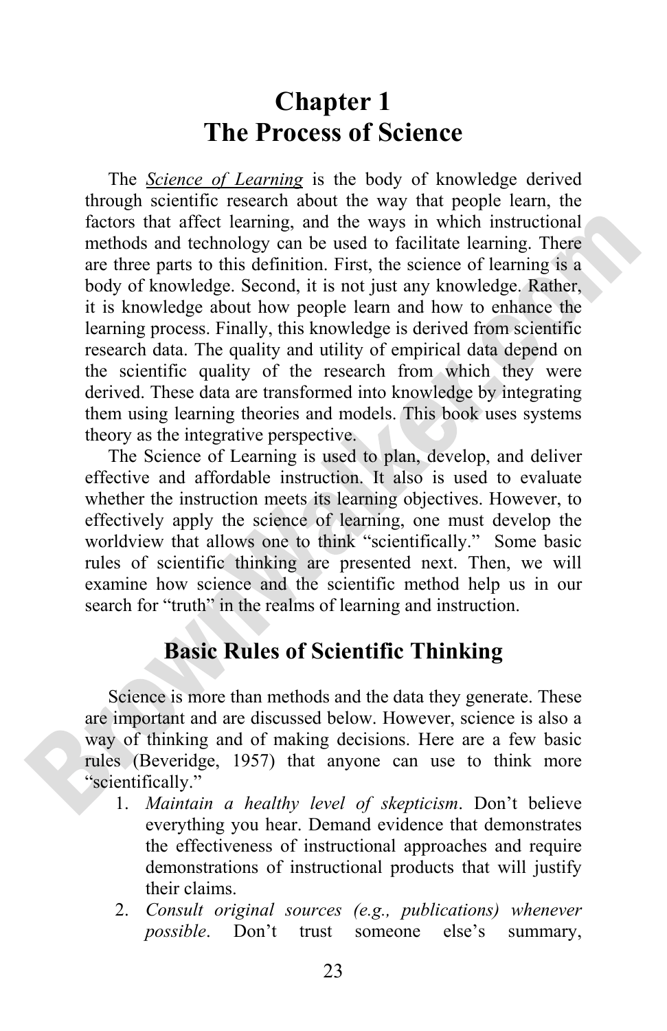# Chapter 1
# The Process of Science

The *Science of Learning* is the body of knowledge derived through scientific research about the way that people learn, the factors that affect learning, and the ways in which instructional methods and technology can be used to facilitate learning. There are three parts to this definition. First, the science of learning is a body of knowledge. Second, it is not just any knowledge. Rather, it is knowledge about how people learn and how to enhance the learning process. Finally, this knowledge is derived from scientific research data. The quality and utility of empirical data depend on the scientific quality of the research from which they were derived. These data are transformed into knowledge by integrating them using learning theories and models. This book uses systems theory as the integrative perspective.

The Science of Learning is used to plan, develop, and deliver effective and affordable instruction. It also is used to evaluate whether the instruction meets its learning objectives. However, to effectively apply the science of learning, one must develop the worldview that allows one to think "scientifically." Some basic rules of scientific thinking are presented next. Then, we will examine how science and the scientific method help us in our search for "truth" in the realms of learning and instruction.

## Basic Rules of Scientific Thinking

Science is more than methods and the data they generate. These are important and are discussed below. However, science is also a way of thinking and of making decisions. Here are a few basic rules (Beveridge, 1957) that anyone can use to think more "scientifically."

1. *Maintain a healthy level of skepticism*. Don't believe everything you hear. Demand evidence that demonstrates the effectiveness of instructional approaches and require demonstrations of instructional products that will justify their claims.
2. *Consult original sources (e.g., publications) whenever possible*. Don't trust someone else's summary,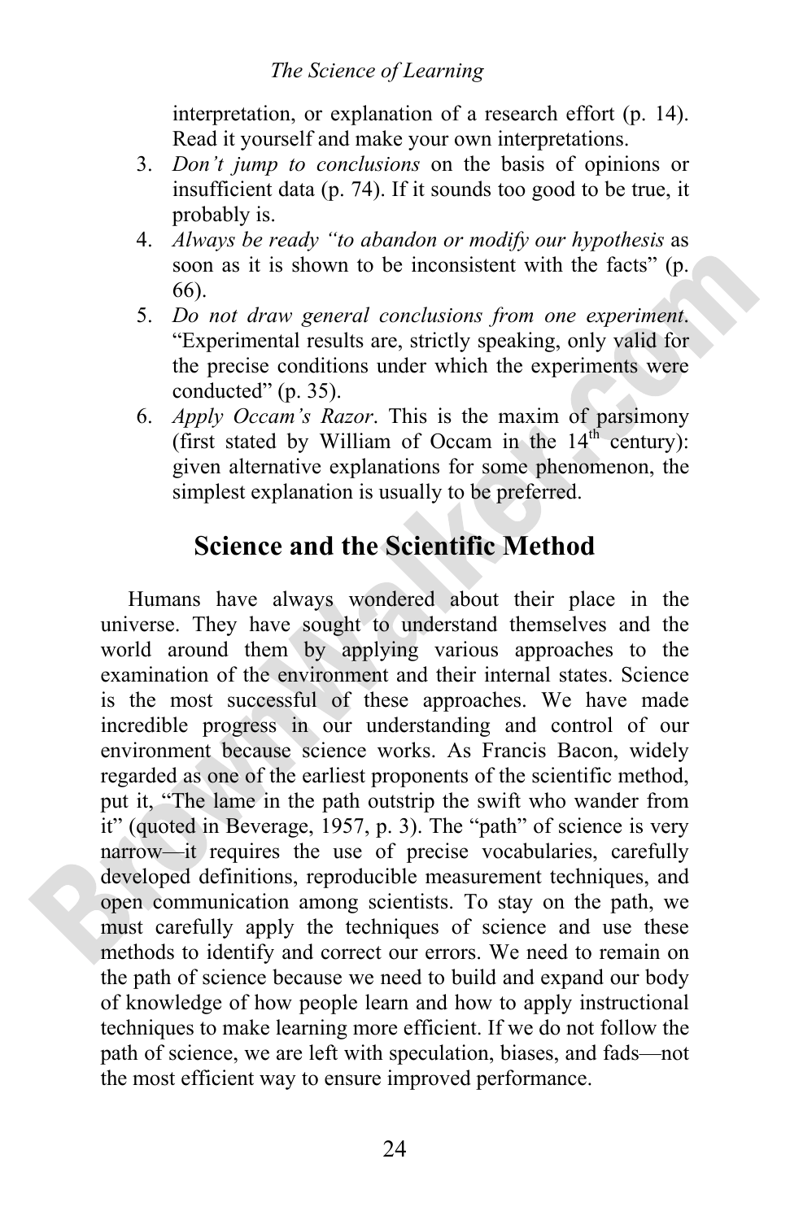interpretation, or explanation of a research effort (p. 14). Read it yourself and make your own interpretations.

3. *Don't jump to conclusions* on the basis of opinions or insufficient data (p. 74). If it sounds too good to be true, it probably is.
4. *Always be ready "to abandon or modify our hypothesis* as soon as it is shown to be inconsistent with the facts" (p. 66).
5. *Do not draw general conclusions from one experiment*. "Experimental results are, strictly speaking, only valid for the precise conditions under which the experiments were conducted" (p. 35).
6. *Apply Occam's Razor*. This is the maxim of parsimony (first stated by William of Occam in the 14th century): given alternative explanations for some phenomenon, the simplest explanation is usually to be preferred.

## Science and the Scientific Method

Humans have always wondered about their place in the universe. They have sought to understand themselves and the world around them by applying various approaches to the examination of the environment and their internal states. Science is the most successful of these approaches. We have made incredible progress in our understanding and control of our environment because science works. As Francis Bacon, widely regarded as one of the earliest proponents of the scientific method, put it, "The lame in the path outstrip the swift who wander from it" (quoted in Beverage, 1957, p. 3). The "path" of science is very narrow—it requires the use of precise vocabularies, carefully developed definitions, reproducible measurement techniques, and open communication among scientists. To stay on the path, we must carefully apply the techniques of science and use these methods to identify and correct our errors. We need to remain on the path of science because we need to build and expand our body of knowledge of how people learn and how to apply instructional techniques to make learning more efficient. If we do not follow the path of science, we are left with speculation, biases, and fads—not the most efficient way to ensure improved performance.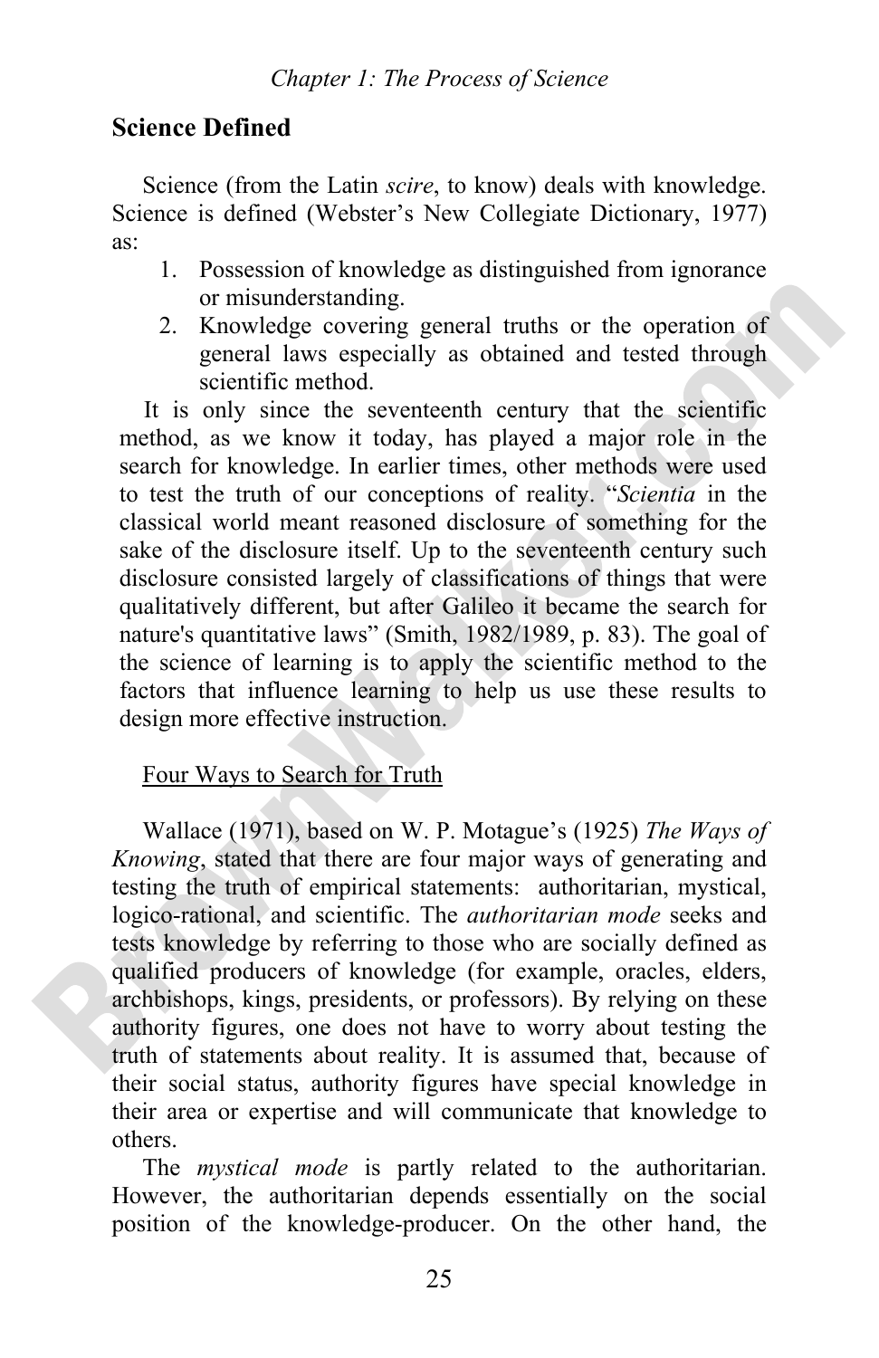## Science Defined

Science (from the Latin *scire*, to know) deals with knowledge. Science is defined (Webster's New Collegiate Dictionary, 1977) as:

1. Possession of knowledge as distinguished from ignorance or misunderstanding.
2. Knowledge covering general truths or the operation of general laws especially as obtained and tested through scientific method.

It is only since the seventeenth century that the scientific method, as we know it today, has played a major role in the search for knowledge. In earlier times, other methods were used to test the truth of our conceptions of reality. "*Scientia* in the classical world meant reasoned disclosure of something for the sake of the disclosure itself. Up to the seventeenth century such disclosure consisted largely of classifications of things that were qualitatively different, but after Galileo it became the search for nature's quantitative laws" (Smith, 1982/1989, p. 83). The goal of the science of learning is to apply the scientific method to the factors that influence learning to help us use these results to design more effective instruction.

### Four Ways to Search for Truth

Wallace (1971), based on W. P. Motague's (1925) *The Ways of Knowing*, stated that there are four major ways of generating and testing the truth of empirical statements: authoritarian, mystical, logico-rational, and scientific. The *authoritarian mode* seeks and tests knowledge by referring to those who are socially defined as qualified producers of knowledge (for example, oracles, elders, archbishops, kings, presidents, or professors). By relying on these authority figures, one does not have to worry about testing the truth of statements about reality. It is assumed that, because of their social status, authority figures have special knowledge in their area or expertise and will communicate that knowledge to others.

The *mystical mode* is partly related to the authoritarian. However, the authoritarian depends essentially on the social position of the knowledge-producer. On the other hand, the